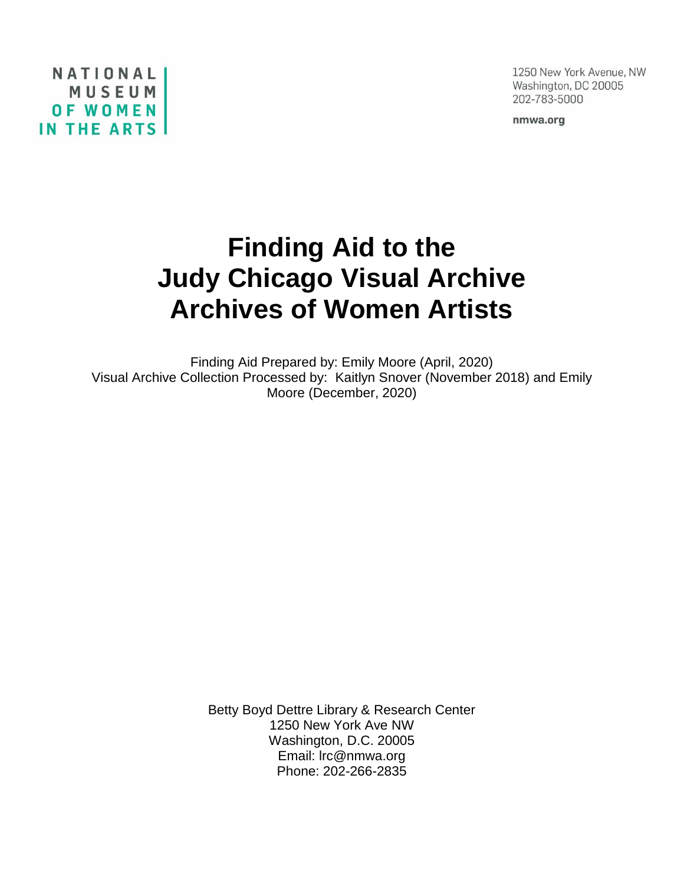NATIONAL MUSEUM OF WOMEN IN THE ARTS

1250 New York Avenue, NW
Washington, DC 20005
202-783-5000

**nmwa.org**

# Finding Aid to the Judy Chicago Visual Archive Archives of Women Artists

Finding Aid Prepared by: Emily Moore (April, 2020)
Visual Archive Collection Processed by: Kaitlyn Snover (November 2018) and Emily Moore (December, 2020)

Betty Boyd Dettre Library & Research Center
1250 New York Ave NW
Washington, D.C. 20005
Email: lrc@nmwa.org
Phone: 202-266-2835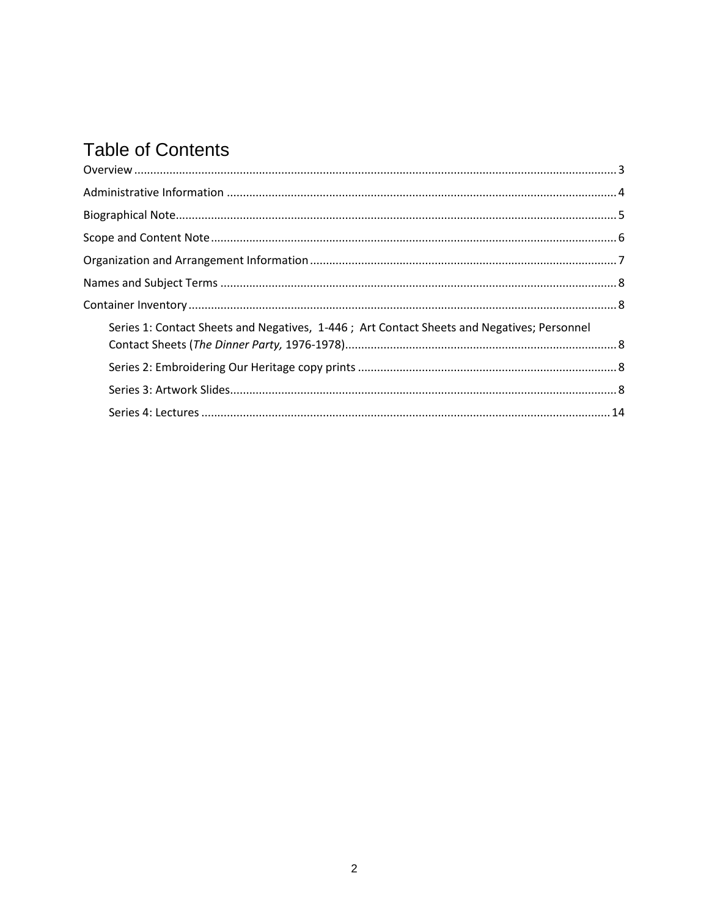# Table of Contents

Overview ..... 3

Administrative Information ..... 4

Biographical Note ..... 5

Scope and Content Note ..... 6

Organization and Arrangement Information ..... 7

Names and Subject Terms ..... 8

Container Inventory ..... 8

- Series 1: Contact Sheets and Negatives, 1-446 ; Art Contact Sheets and Negatives; Personnel Contact Sheets (*The Dinner Party,* 1976-1978) ..... 8
- Series 2: Embroidering Our Heritage copy prints ..... 8
- Series 3: Artwork Slides ..... 8
- Series 4: Lectures ..... 14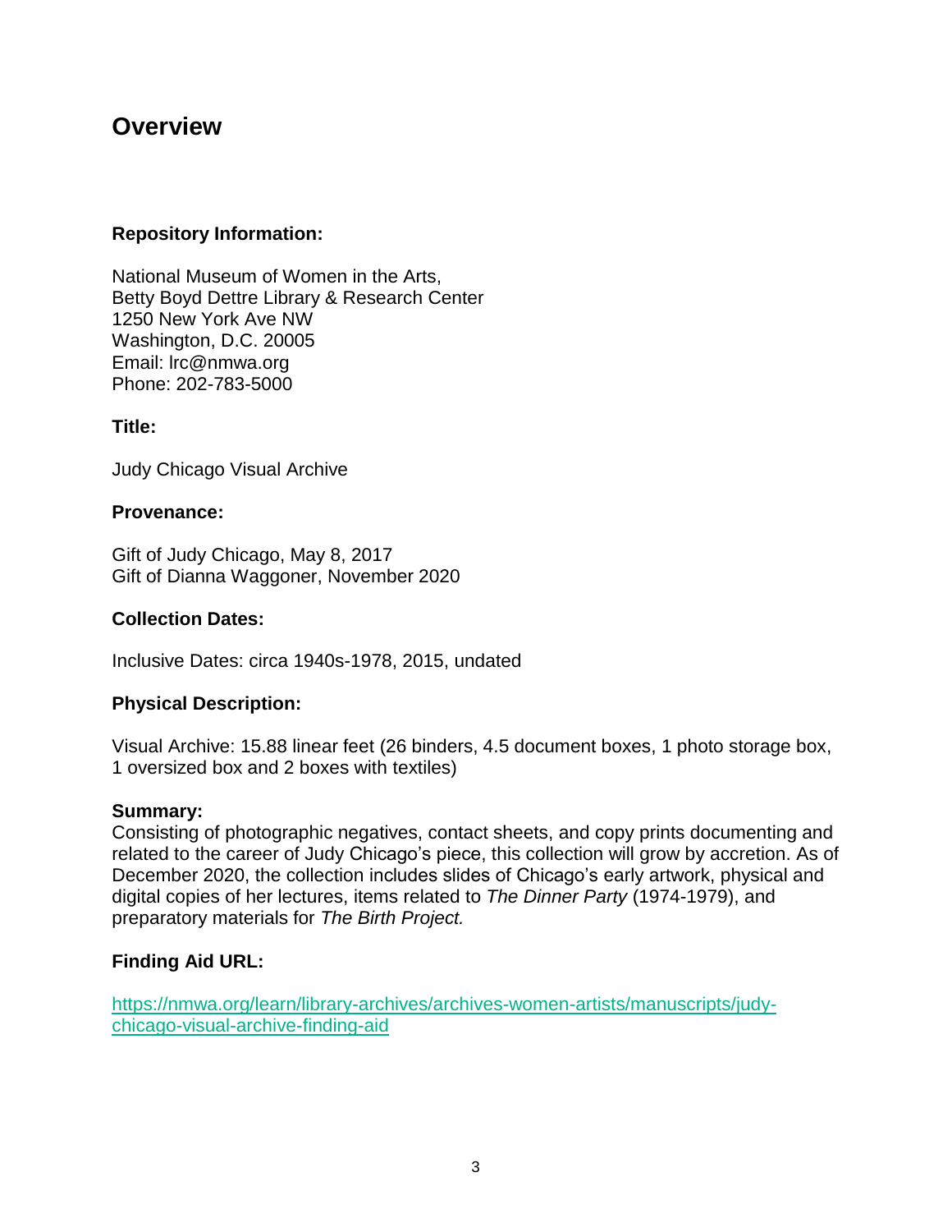## Overview

**Repository Information:**

National Museum of Women in the Arts,
Betty Boyd Dettre Library & Research Center
1250 New York Ave NW
Washington, D.C. 20005
Email: lrc@nmwa.org
Phone: 202-783-5000

**Title:**

Judy Chicago Visual Archive

**Provenance:**

Gift of Judy Chicago, May 8, 2017
Gift of Dianna Waggoner, November 2020

**Collection Dates:**

Inclusive Dates: circa 1940s-1978, 2015, undated

**Physical Description:**

Visual Archive: 15.88 linear feet (26 binders, 4.5 document boxes, 1 photo storage box, 1 oversized box and 2 boxes with textiles)

**Summary:**
Consisting of photographic negatives, contact sheets, and copy prints documenting and related to the career of Judy Chicago's piece, this collection will grow by accretion. As of December 2020, the collection includes slides of Chicago's early artwork, physical and digital copies of her lectures, items related to *The Dinner Party* (1974-1979), and preparatory materials for *The Birth Project.*

**Finding Aid URL:**

[https://nmwa.org/learn/library-archives/archives-women-artists/manuscripts/judy-chicago-visual-archive-finding-aid](https://nmwa.org/learn/library-archives/archives-women-artists/manuscripts/judy-chicago-visual-archive-finding-aid)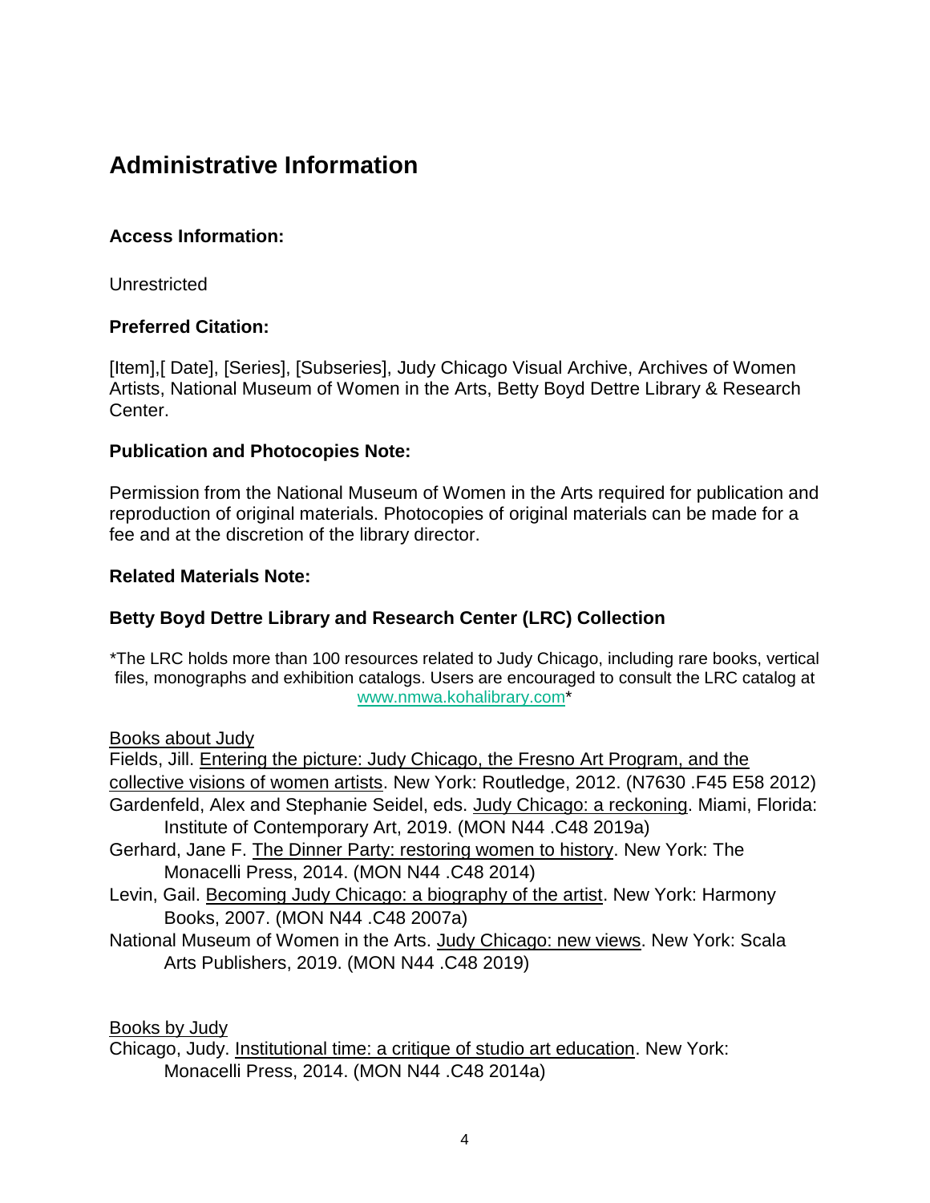# Administrative Information

### Access Information:

Unrestricted

### Preferred Citation:

[Item],[ Date], [Series], [Subseries], Judy Chicago Visual Archive, Archives of Women Artists, National Museum of Women in the Arts, Betty Boyd Dettre Library & Research Center.

### Publication and Photocopies Note:

Permission from the National Museum of Women in the Arts required for publication and reproduction of original materials. Photocopies of original materials can be made for a fee and at the discretion of the library director.

### Related Materials Note:

### Betty Boyd Dettre Library and Research Center (LRC) Collection

*The LRC holds more than 100 resources related to Judy Chicago, including rare books, vertical files, monographs and exhibition catalogs. Users are encouraged to consult the LRC catalog at www.nmwa.kohalibrary.com*

Books about Judy

Fields, Jill. Entering the picture: Judy Chicago, the Fresno Art Program, and the collective visions of women artists. New York: Routledge, 2012. (N7630 .F45 E58 2012)

Gardenfeld, Alex and Stephanie Seidel, eds. Judy Chicago: a reckoning. Miami, Florida: Institute of Contemporary Art, 2019. (MON N44 .C48 2019a)

Gerhard, Jane F. The Dinner Party: restoring women to history. New York: The Monacelli Press, 2014. (MON N44 .C48 2014)

Levin, Gail. Becoming Judy Chicago: a biography of the artist. New York: Harmony Books, 2007. (MON N44 .C48 2007a)

National Museum of Women in the Arts. Judy Chicago: new views. New York: Scala Arts Publishers, 2019. (MON N44 .C48 2019)

Books by Judy

Chicago, Judy. Institutional time: a critique of studio art education. New York: Monacelli Press, 2014. (MON N44 .C48 2014a)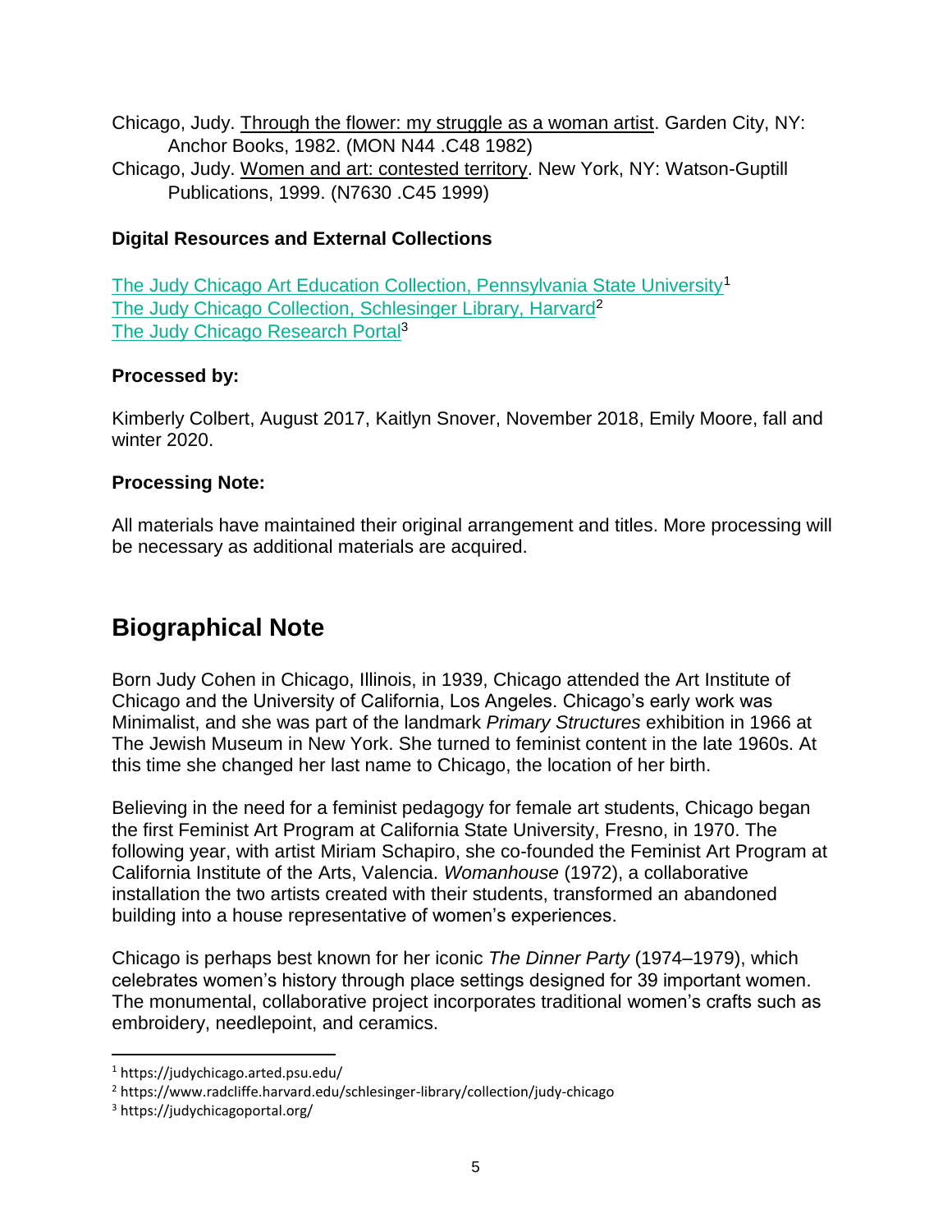Chicago, Judy. Through the flower: my struggle as a woman artist. Garden City, NY: Anchor Books, 1982. (MON N44 .C48 1982)

Chicago, Judy. Women and art: contested territory. New York, NY: Watson-Guptill Publications, 1999. (N7630 .C45 1999)

**Digital Resources and External Collections**

[The Judy Chicago Art Education Collection, Pennsylvania State University](https://judychicago.arted.psu.edu/)[1]
[The Judy Chicago Collection, Schlesinger Library, Harvard](https://www.radcliffe.harvard.edu/schlesinger-library/collection/judy-chicago)[2]
[The Judy Chicago Research Portal](https://judychicagoportal.org/)[3]

**Processed by:**

Kimberly Colbert, August 2017, Kaitlyn Snover, November 2018, Emily Moore, fall and winter 2020.

**Processing Note:**

All materials have maintained their original arrangement and titles. More processing will be necessary as additional materials are acquired.

## Biographical Note

Born Judy Cohen in Chicago, Illinois, in 1939, Chicago attended the Art Institute of Chicago and the University of California, Los Angeles. Chicago's early work was Minimalist, and she was part of the landmark *Primary Structures* exhibition in 1966 at The Jewish Museum in New York. She turned to feminist content in the late 1960s. At this time she changed her last name to Chicago, the location of her birth.

Believing in the need for a feminist pedagogy for female art students, Chicago began the first Feminist Art Program at California State University, Fresno, in 1970. The following year, with artist Miriam Schapiro, she co-founded the Feminist Art Program at California Institute of the Arts, Valencia. *Womanhouse* (1972), a collaborative installation the two artists created with their students, transformed an abandoned building into a house representative of women's experiences.

Chicago is perhaps best known for her iconic *The Dinner Party* (1974–1979), which celebrates women's history through place settings designed for 39 important women. The monumental, collaborative project incorporates traditional women's crafts such as embroidery, needlepoint, and ceramics.

---

[1] https://judychicago.arted.psu.edu/

[2] https://www.radcliffe.harvard.edu/schlesinger-library/collection/judy-chicago

[3] https://judychicagoportal.org/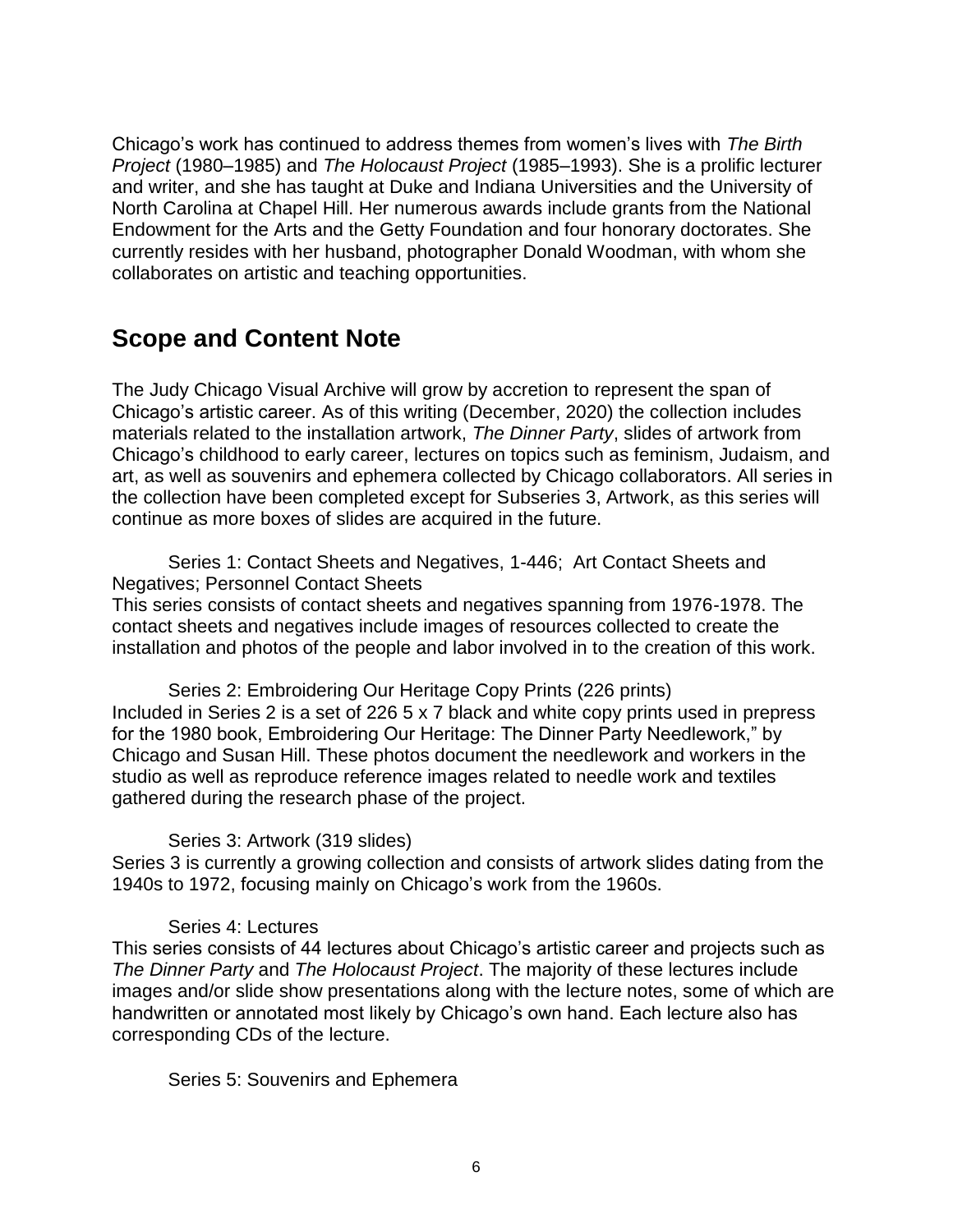Chicago's work has continued to address themes from women's lives with *The Birth Project* (1980–1985) and *The Holocaust Project* (1985–1993). She is a prolific lecturer and writer, and she has taught at Duke and Indiana Universities and the University of North Carolina at Chapel Hill. Her numerous awards include grants from the National Endowment for the Arts and the Getty Foundation and four honorary doctorates. She currently resides with her husband, photographer Donald Woodman, with whom she collaborates on artistic and teaching opportunities.

## Scope and Content Note

The Judy Chicago Visual Archive will grow by accretion to represent the span of Chicago's artistic career. As of this writing (December, 2020) the collection includes materials related to the installation artwork, *The Dinner Party*, slides of artwork from Chicago's childhood to early career, lectures on topics such as feminism, Judaism, and art, as well as souvenirs and ephemera collected by Chicago collaborators. All series in the collection have been completed except for Subseries 3, Artwork, as this series will continue as more boxes of slides are acquired in the future.

Series 1: Contact Sheets and Negatives, 1-446; Art Contact Sheets and Negatives; Personnel Contact Sheets

This series consists of contact sheets and negatives spanning from 1976-1978. The contact sheets and negatives include images of resources collected to create the installation and photos of the people and labor involved in to the creation of this work.

Series 2: Embroidering Our Heritage Copy Prints (226 prints)

Included in Series 2 is a set of 226 5 x 7 black and white copy prints used in prepress for the 1980 book, Embroidering Our Heritage: The Dinner Party Needlework," by Chicago and Susan Hill. These photos document the needlework and workers in the studio as well as reproduce reference images related to needle work and textiles gathered during the research phase of the project.

Series 3: Artwork (319 slides)

Series 3 is currently a growing collection and consists of artwork slides dating from the 1940s to 1972, focusing mainly on Chicago's work from the 1960s.

Series 4: Lectures

This series consists of 44 lectures about Chicago's artistic career and projects such as *The Dinner Party* and *The Holocaust Project*. The majority of these lectures include images and/or slide show presentations along with the lecture notes, some of which are handwritten or annotated most likely by Chicago's own hand. Each lecture also has corresponding CDs of the lecture.

Series 5: Souvenirs and Ephemera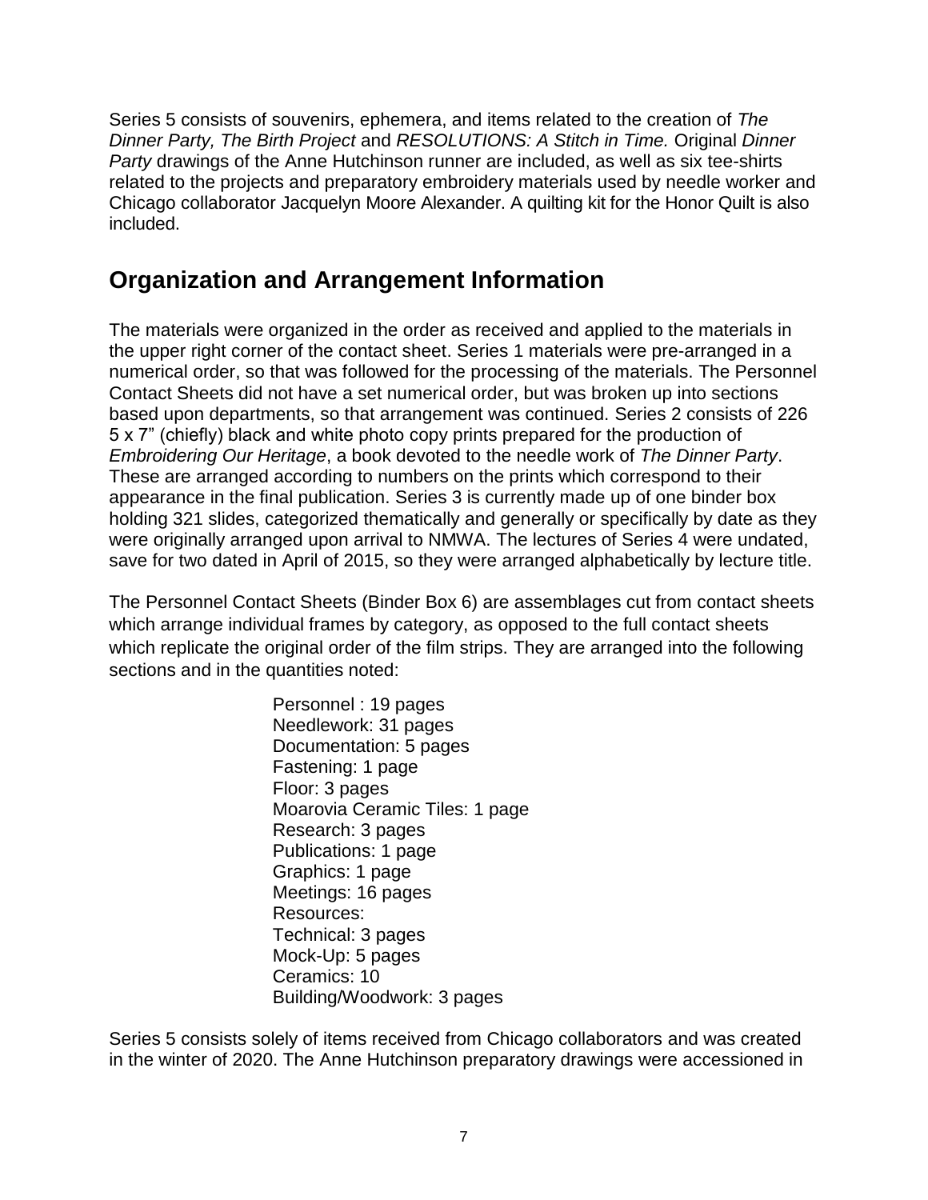Series 5 consists of souvenirs, ephemera, and items related to the creation of *The Dinner Party, The Birth Project* and *RESOLUTIONS: A Stitch in Time.* Original *Dinner Party* drawings of the Anne Hutchinson runner are included, as well as six tee-shirts related to the projects and preparatory embroidery materials used by needle worker and Chicago collaborator Jacquelyn Moore Alexander. A quilting kit for the Honor Quilt is also included.

## Organization and Arrangement Information

The materials were organized in the order as received and applied to the materials in the upper right corner of the contact sheet. Series 1 materials were pre-arranged in a numerical order, so that was followed for the processing of the materials. The Personnel Contact Sheets did not have a set numerical order, but was broken up into sections based upon departments, so that arrangement was continued. Series 2 consists of 226 5 x 7" (chiefly) black and white photo copy prints prepared for the production of *Embroidering Our Heritage*, a book devoted to the needle work of *The Dinner Party*. These are arranged according to numbers on the prints which correspond to their appearance in the final publication. Series 3 is currently made up of one binder box holding 321 slides, categorized thematically and generally or specifically by date as they were originally arranged upon arrival to NMWA. The lectures of Series 4 were undated, save for two dated in April of 2015, so they were arranged alphabetically by lecture title.

The Personnel Contact Sheets (Binder Box 6) are assemblages cut from contact sheets which arrange individual frames by category, as opposed to the full contact sheets which replicate the original order of the film strips. They are arranged into the following sections and in the quantities noted:

Personnel : 19 pages  
Needlework: 31 pages  
Documentation: 5 pages  
Fastening: 1 page  
Floor: 3 pages  
Moarovia Ceramic Tiles: 1 page  
Research: 3 pages  
Publications: 1 page  
Graphics: 1 page  
Meetings: 16 pages  
Resources:  
Technical: 3 pages  
Mock-Up: 5 pages  
Ceramics: 10  
Building/Woodwork: 3 pages

Series 5 consists solely of items received from Chicago collaborators and was created in the winter of 2020. The Anne Hutchinson preparatory drawings were accessioned in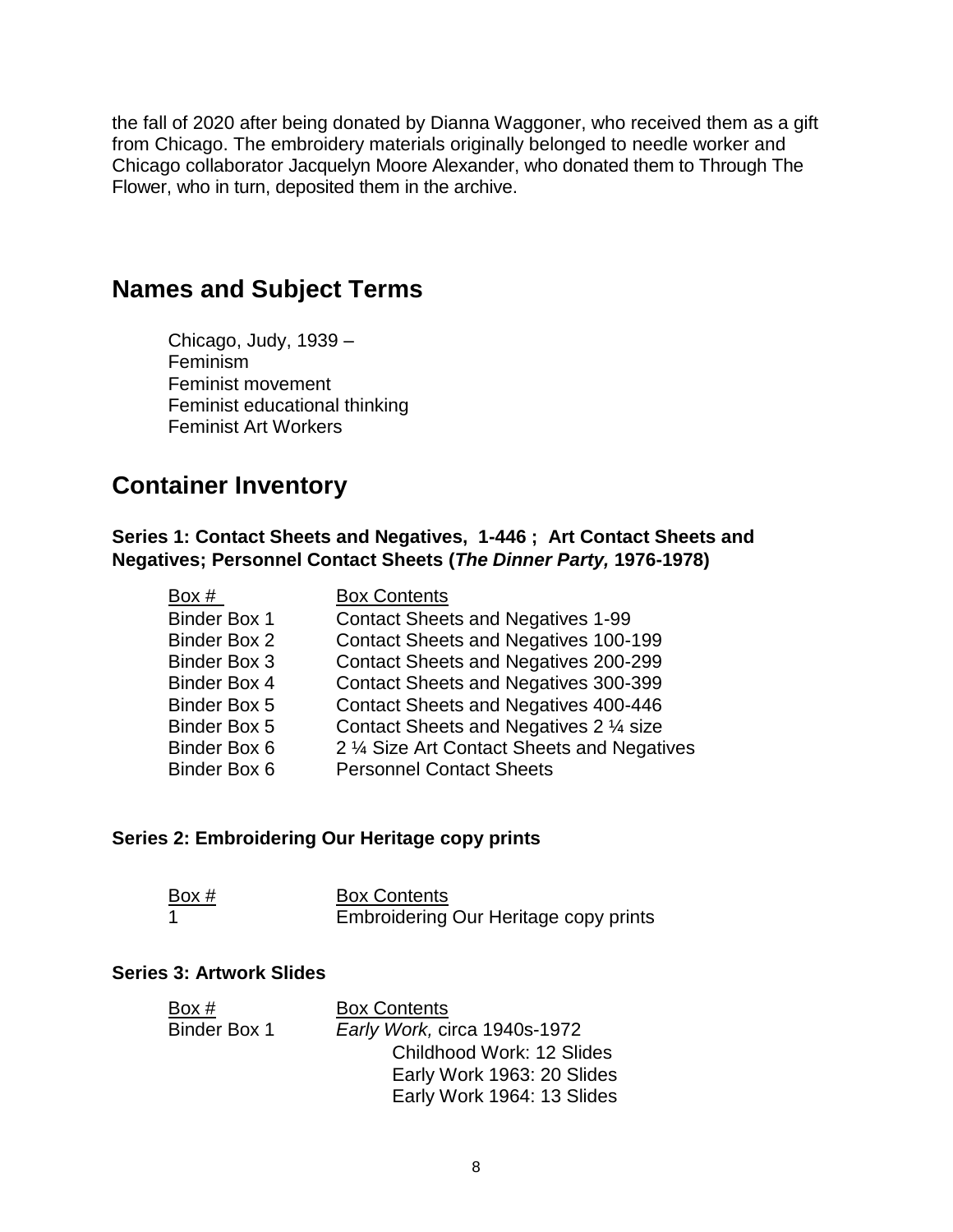the fall of 2020 after being donated by Dianna Waggoner, who received them as a gift from Chicago. The embroidery materials originally belonged to needle worker and Chicago collaborator Jacquelyn Moore Alexander, who donated them to Through The Flower, who in turn, deposited them in the archive.

## Names and Subject Terms

Chicago, Judy, 1939 –
Feminism
Feminist movement
Feminist educational thinking
Feminist Art Workers

## Container Inventory

### Series 1: Contact Sheets and Negatives, 1-446 ; Art Contact Sheets and Negatives; Personnel Contact Sheets (*The Dinner Party,* 1976-1978)

| Box # | Box Contents |
|---|---|
| Binder Box 1 | Contact Sheets and Negatives 1-99 |
| Binder Box 2 | Contact Sheets and Negatives 100-199 |
| Binder Box 3 | Contact Sheets and Negatives 200-299 |
| Binder Box 4 | Contact Sheets and Negatives 300-399 |
| Binder Box 5 | Contact Sheets and Negatives 400-446 |
| Binder Box 5 | Contact Sheets and Negatives 2 ¼ size |
| Binder Box 6 | 2 ¼ Size Art Contact Sheets and Negatives |
| Binder Box 6 | Personnel Contact Sheets |

### Series 2: Embroidering Our Heritage copy prints

| Box # | Box Contents |
|---|---|
| 1 | Embroidering Our Heritage copy prints |

### Series 3: Artwork Slides

| Box # | Box Contents |
|---|---|
| Binder Box 1 | *Early Work,* circa 1940s-1972 |
| | Childhood Work: 12 Slides |
| | Early Work 1963: 20 Slides |
| | Early Work 1964: 13 Slides |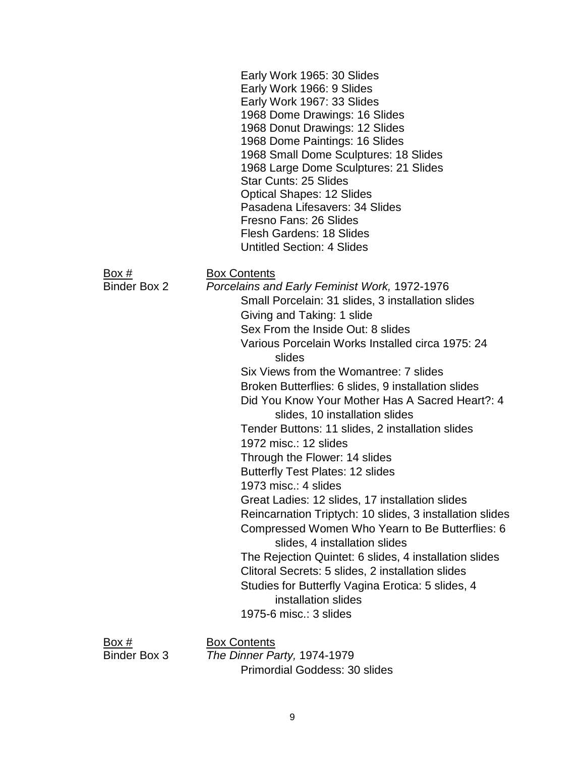Early Work 1965: 30 Slides
Early Work 1966: 9 Slides
Early Work 1967: 33 Slides
1968 Dome Drawings: 16 Slides
1968 Donut Drawings: 12 Slides
1968 Dome Paintings: 16 Slides
1968 Small Dome Sculptures: 18 Slides
1968 Large Dome Sculptures: 21 Slides
Star Cunts: 25 Slides
Optical Shapes: 12 Slides
Pasadena Lifesavers: 34 Slides
Fresno Fans: 26 Slides
Flesh Gardens: 18 Slides
Untitled Section: 4 Slides

| Box # | Box Contents |
| --- | --- |
| Binder Box 2 | *Porcelains and Early Feminist Work,* 1972-1976 |

- Small Porcelain: 31 slides, 3 installation slides
- Giving and Taking: 1 slide
- Sex From the Inside Out: 8 slides
- Various Porcelain Works Installed circa 1975: 24 slides
- Six Views from the Womantree: 7 slides
- Broken Butterflies: 6 slides, 9 installation slides
- Did You Know Your Mother Has A Sacred Heart?: 4 slides, 10 installation slides
- Tender Buttons: 11 slides, 2 installation slides
- 1972 misc.: 12 slides
- Through the Flower: 14 slides
- Butterfly Test Plates: 12 slides
- 1973 misc.: 4 slides
- Great Ladies: 12 slides, 17 installation slides
- Reincarnation Triptych: 10 slides, 3 installation slides
- Compressed Women Who Yearn to Be Butterflies: 6 slides, 4 installation slides
- The Rejection Quintet: 6 slides, 4 installation slides
- Clitoral Secrets: 5 slides, 2 installation slides
- Studies for Butterfly Vagina Erotica: 5 slides, 4 installation slides
- 1975-6 misc.: 3 slides

| Box # | Box Contents |
| --- | --- |
| Binder Box 3 | *The Dinner Party,* 1974-1979 |

- Primordial Goddess: 30 slides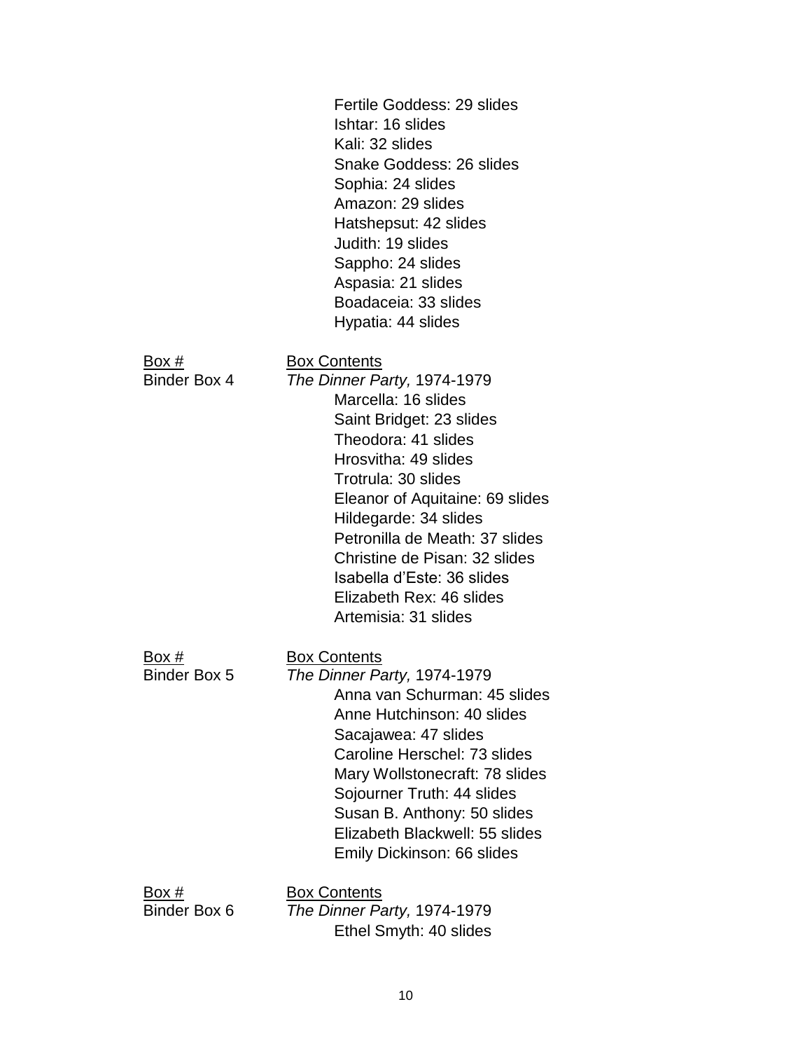Fertile Goddess: 29 slides
Ishtar: 16 slides
Kali: 32 slides
Snake Goddess: 26 slides
Sophia: 24 slides
Amazon: 29 slides
Hatshepsut: 42 slides
Judith: 19 slides
Sappho: 24 slides
Aspasia: 21 slides
Boadaceia: 33 slides
Hypatia: 44 slides

| Box # | Box Contents |
|---|---|
| Binder Box 4 | *The Dinner Party,* 1974-1979<br>Marcella: 16 slides<br>Saint Bridget: 23 slides<br>Theodora: 41 slides<br>Hrosvitha: 49 slides<br>Trotrula: 30 slides<br>Eleanor of Aquitaine: 69 slides<br>Hildegarde: 34 slides<br>Petronilla de Meath: 37 slides<br>Christine de Pisan: 32 slides<br>Isabella d'Este: 36 slides<br>Elizabeth Rex: 46 slides<br>Artemisia: 31 slides |

| Box # | Box Contents |
|---|---|
| Binder Box 5 | *The Dinner Party,* 1974-1979<br>Anna van Schurman: 45 slides<br>Anne Hutchinson: 40 slides<br>Sacajawea: 47 slides<br>Caroline Herschel: 73 slides<br>Mary Wollstonecraft: 78 slides<br>Sojourner Truth: 44 slides<br>Susan B. Anthony: 50 slides<br>Elizabeth Blackwell: 55 slides<br>Emily Dickinson: 66 slides |

| Box # | Box Contents |
|---|---|
| Binder Box 6 | *The Dinner Party,* 1974-1979<br>Ethel Smyth: 40 slides |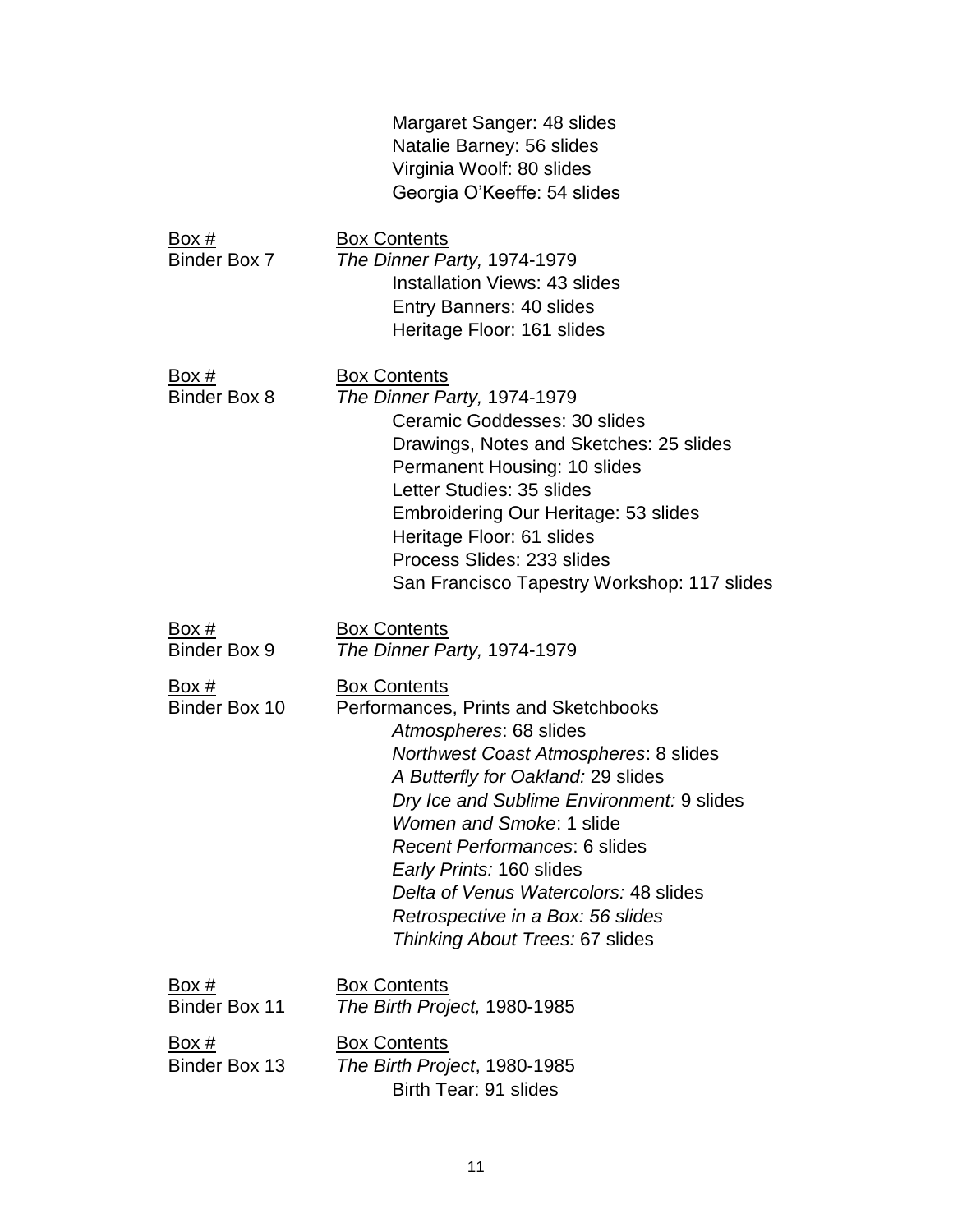Margaret Sanger: 48 slides
Natalie Barney: 56 slides
Virginia Woolf: 80 slides
Georgia O'Keeffe: 54 slides

| <u>Box #</u> | <u>Box Contents</u> |
|---|---|
| Binder Box 7 | *The Dinner Party,* 1974-1979 |
| | Installation Views: 43 slides |
| | Entry Banners: 40 slides |
| | Heritage Floor: 161 slides |

| <u>Box #</u> | <u>Box Contents</u> |
|---|---|
| Binder Box 8 | *The Dinner Party,* 1974-1979 |
| | Ceramic Goddesses: 30 slides |
| | Drawings, Notes and Sketches: 25 slides |
| | Permanent Housing: 10 slides |
| | Letter Studies: 35 slides |
| | Embroidering Our Heritage: 53 slides |
| | Heritage Floor: 61 slides |
| | Process Slides: 233 slides |
| | San Francisco Tapestry Workshop: 117 slides |

| <u>Box #</u> | <u>Box Contents</u> |
|---|---|
| Binder Box 9 | *The Dinner Party,* 1974-1979 |

| <u>Box #</u> | <u>Box Contents</u> |
|---|---|
| Binder Box 10 | Performances, Prints and Sketchbooks |
| | *Atmospheres*: 68 slides |
| | *Northwest Coast Atmospheres*: 8 slides |
| | *A Butterfly for Oakland:* 29 slides |
| | *Dry Ice and Sublime Environment:* 9 slides |
| | *Women and Smoke*: 1 slide |
| | *Recent Performances*: 6 slides |
| | *Early Prints:* 160 slides |
| | *Delta of Venus Watercolors:* 48 slides |
| | *Retrospective in a Box: 56 slides* |
| | *Thinking About Trees:* 67 slides |

| <u>Box #</u> | <u>Box Contents</u> |
|---|---|
| Binder Box 11 | *The Birth Project,* 1980-1985 |

| <u>Box #</u> | <u>Box Contents</u> |
|---|---|
| Binder Box 13 | *The Birth Project*, 1980-1985 |
| | Birth Tear: 91 slides |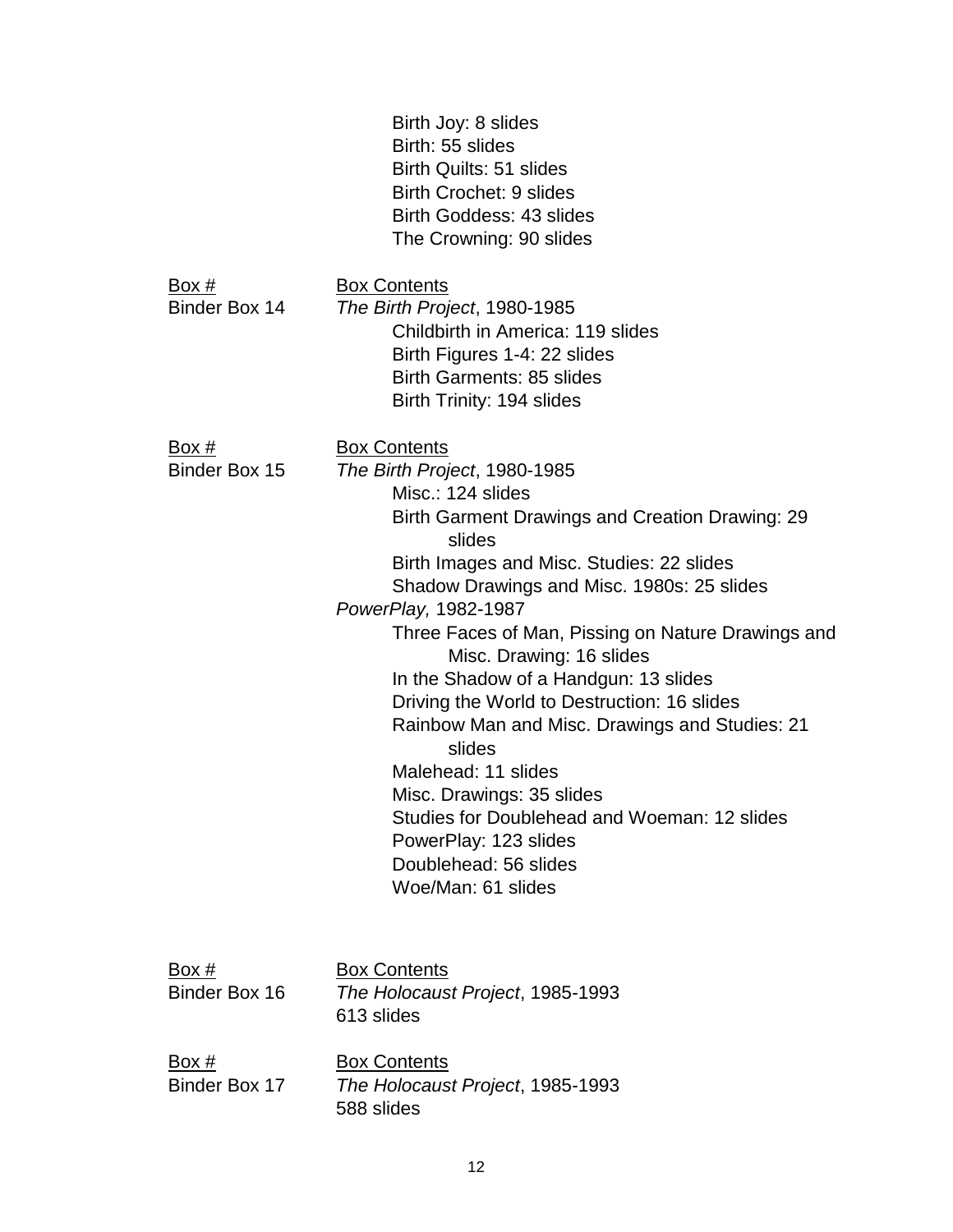Birth Joy: 8 slides
Birth: 55 slides
Birth Quilts: 51 slides
Birth Crochet: 9 slides
Birth Goddess: 43 slides
The Crowning: 90 slides

| Box # | Box Contents |
| --- | --- |
| Binder Box 14 | *The Birth Project*, 1980-1985 |
| | Childbirth in America: 119 slides |
| | Birth Figures 1-4: 22 slides |
| | Birth Garments: 85 slides |
| | Birth Trinity: 194 slides |

| Box # | Box Contents |
| --- | --- |
| Binder Box 15 | *The Birth Project*, 1980-1985 |
| | Misc.: 124 slides |
| | Birth Garment Drawings and Creation Drawing: 29 slides |
| | Birth Images and Misc. Studies: 22 slides |
| | Shadow Drawings and Misc. 1980s: 25 slides |
| | *PowerPlay,* 1982-1987 |
| | Three Faces of Man, Pissing on Nature Drawings and Misc. Drawing: 16 slides |
| | In the Shadow of a Handgun: 13 slides |
| | Driving the World to Destruction: 16 slides |
| | Rainbow Man and Misc. Drawings and Studies: 21 slides |
| | Malehead: 11 slides |
| | Misc. Drawings: 35 slides |
| | Studies for Doublehead and Woeman: 12 slides |
| | PowerPlay: 123 slides |
| | Doublehead: 56 slides |
| | Woe/Man: 61 slides |

| Box # | Box Contents |
| --- | --- |
| Binder Box 16 | *The Holocaust Project*, 1985-1993 |
| | 613 slides |

| Box # | Box Contents |
| --- | --- |
| Binder Box 17 | *The Holocaust Project*, 1985-1993 |
| | 588 slides |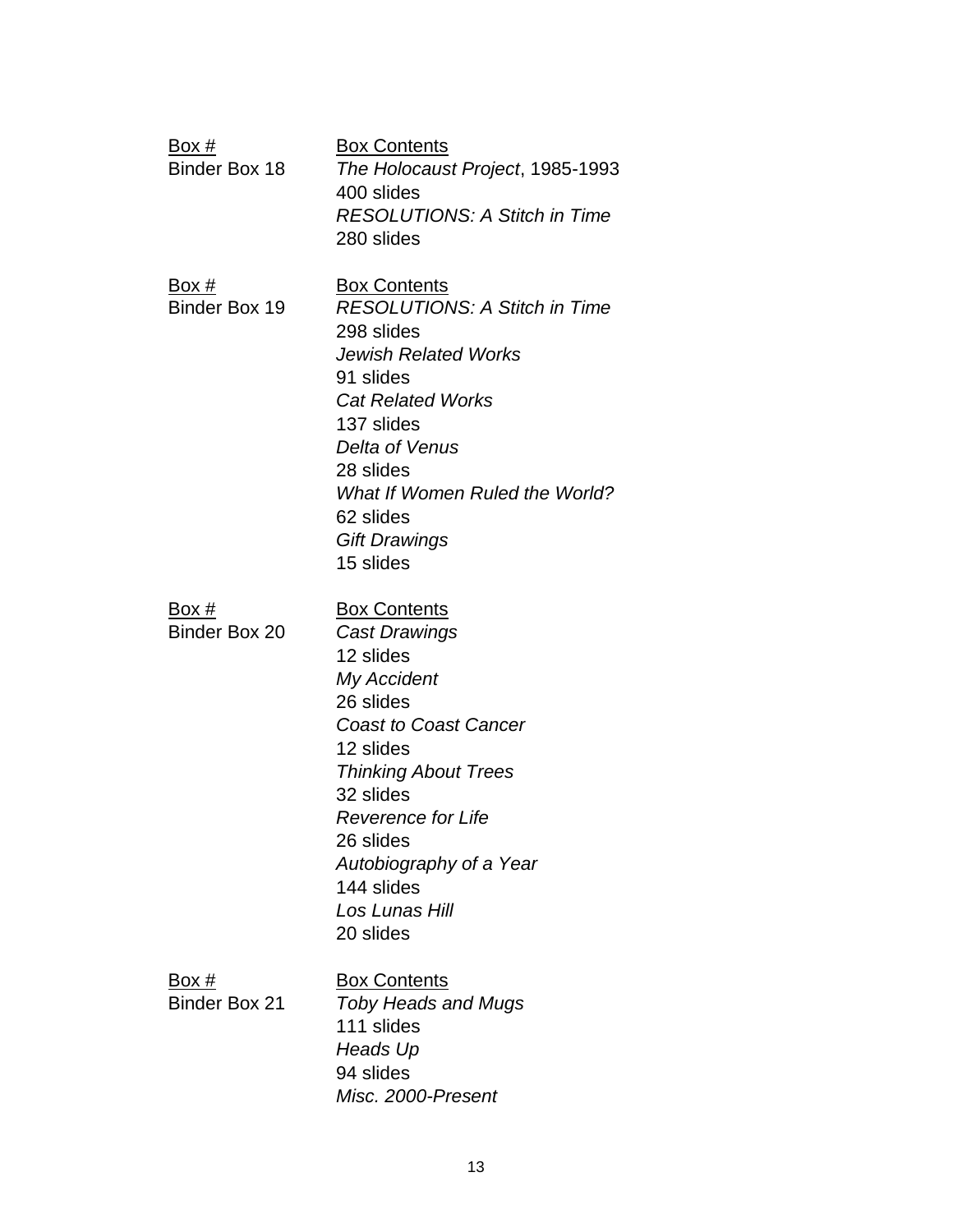| Box # | Box Contents |
|---|---|
| Binder Box 18 | *The Holocaust Project*, 1985-1993 |
| | 400 slides |
| | *RESOLUTIONS: A Stitch in Time* |
| | 280 slides |

| Box # | Box Contents |
|---|---|
| Binder Box 19 | *RESOLUTIONS: A Stitch in Time* |
| | 298 slides |
| | *Jewish Related Works* |
| | 91 slides |
| | *Cat Related Works* |
| | 137 slides |
| | *Delta of Venus* |
| | 28 slides |
| | *What If Women Ruled the World?* |
| | 62 slides |
| | *Gift Drawings* |
| | 15 slides |

| Box # | Box Contents |
|---|---|
| Binder Box 20 | *Cast Drawings* |
| | 12 slides |
| | *My Accident* |
| | 26 slides |
| | *Coast to Coast Cancer* |
| | 12 slides |
| | *Thinking About Trees* |
| | 32 slides |
| | *Reverence for Life* |
| | 26 slides |
| | *Autobiography of a Year* |
| | 144 slides |
| | *Los Lunas Hill* |
| | 20 slides |

| Box # | Box Contents |
|---|---|
| Binder Box 21 | *Toby Heads and Mugs* |
| | 111 slides |
| | *Heads Up* |
| | 94 slides |
| | *Misc. 2000-Present* |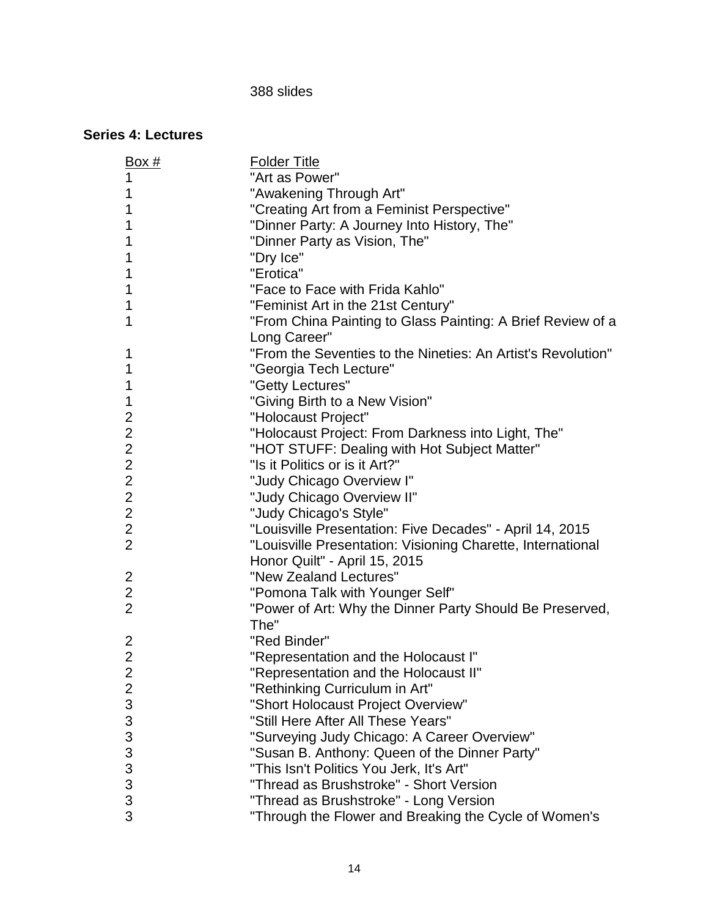388 slides

### Series 4: Lectures

| Box # | Folder Title |
| --- | --- |
| 1 | "Art as Power" |
| 1 | "Awakening Through Art" |
| 1 | "Creating Art from a Feminist Perspective" |
| 1 | "Dinner Party: A Journey Into History, The" |
| 1 | "Dinner Party as Vision, The" |
| 1 | "Dry Ice" |
| 1 | "Erotica" |
| 1 | "Face to Face with Frida Kahlo" |
| 1 | "Feminist Art in the 21st Century" |
| 1 | "From China Painting to Glass Painting: A Brief Review of a Long Career" |
| 1 | "From the Seventies to the Nineties: An Artist's Revolution" |
| 1 | "Georgia Tech Lecture" |
| 1 | "Getty Lectures" |
| 1 | "Giving Birth to a New Vision" |
| 2 | "Holocaust Project" |
| 2 | "Holocaust Project: From Darkness into Light, The" |
| 2 | "HOT STUFF: Dealing with Hot Subject Matter" |
| 2 | "Is it Politics or is it Art?" |
| 2 | "Judy Chicago Overview I" |
| 2 | "Judy Chicago Overview II" |
| 2 | "Judy Chicago's Style" |
| 2 | "Louisville Presentation: Five Decades" - April 14, 2015 |
| 2 | "Louisville Presentation: Visioning Charette, International Honor Quilt" - April 15, 2015 |
| 2 | "New Zealand Lectures" |
| 2 | "Pomona Talk with Younger Self" |
| 2 | "Power of Art: Why the Dinner Party Should Be Preserved, The" |
| 2 | "Red Binder" |
| 2 | "Representation and the Holocaust I" |
| 2 | "Representation and the Holocaust II" |
| 2 | "Rethinking Curriculum in Art" |
| 3 | "Short Holocaust Project Overview" |
| 3 | "Still Here After All These Years" |
| 3 | "Surveying Judy Chicago: A Career Overview" |
| 3 | "Susan B. Anthony: Queen of the Dinner Party" |
| 3 | "This Isn't Politics You Jerk, It's Art" |
| 3 | "Thread as Brushstroke" - Short Version |
| 3 | "Thread as Brushstroke" - Long Version |
| 3 | "Through the Flower and Breaking the Cycle of Women's |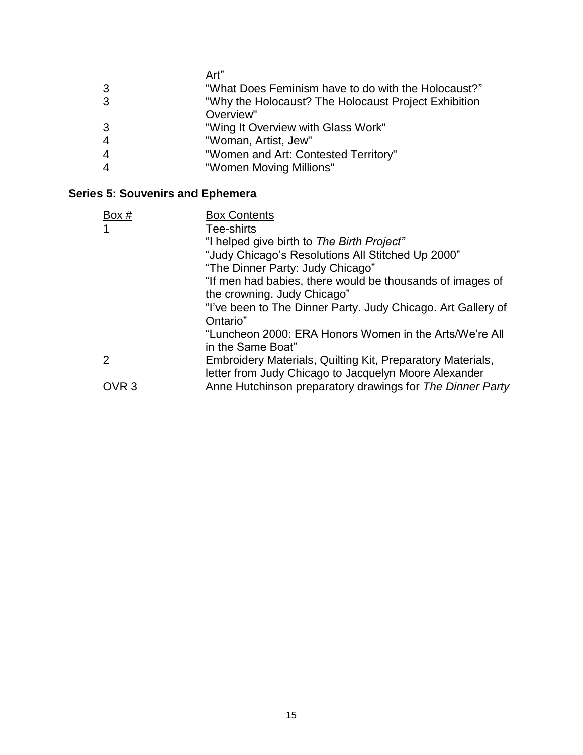| | |
|---|---|
| | Art" |
| 3 | "What Does Feminism have to do with the Holocaust?" |
| 3 | "Why the Holocaust? The Holocaust Project Exhibition Overview" |
| 3 | "Wing It Overview with Glass Work" |
| 4 | "Woman, Artist, Jew" |
| 4 | "Women and Art: Contested Territory" |
| 4 | "Women Moving Millions" |

### Series 5: Souvenirs and Ephemera

| Box # | Box Contents |
|---|---|
| 1 | Tee-shirts<br>"I helped give birth to *The Birth Project"*<br>"Judy Chicago's Resolutions All Stitched Up 2000"<br>"The Dinner Party: Judy Chicago"<br>"If men had babies, there would be thousands of images of the crowning. Judy Chicago"<br>"I've been to The Dinner Party. Judy Chicago. Art Gallery of Ontario"<br>"Luncheon 2000: ERA Honors Women in the Arts/We're All in the Same Boat" |
| 2 | Embroidery Materials, Quilting Kit, Preparatory Materials, letter from Judy Chicago to Jacquelyn Moore Alexander |
| OVR 3 | Anne Hutchinson preparatory drawings for *The Dinner Party* |